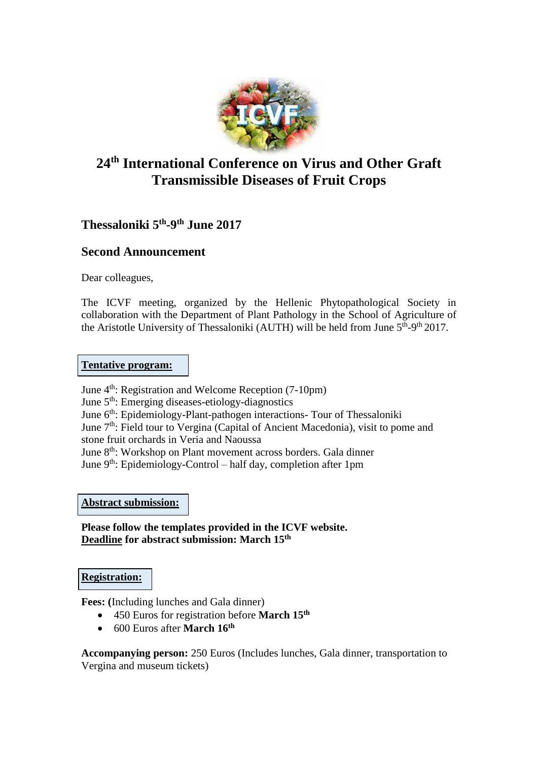# 24th International Conference on Virus and Other Graft Transmissible Diseases of Fruit Crops

## Thessaloniki 5th-9th June 2017

## Second Announcement

Dear colleagues,

The ICVF meeting, organized by the Hellenic Phytopathological Society in collaboration with the Department of Plant Pathology in the School of Agriculture of the Aristotle University of Thessaloniki (AUTH) will be held from June 5th-9th 2017.

### Tentative program:

June 4th: Registration and Welcome Reception (7-10pm)
June 5th: Emerging diseases-etiology-diagnostics
June 6th: Epidemiology-Plant-pathogen interactions- Tour of Thessaloniki
June 7th: Field tour to Vergina (Capital of Ancient Macedonia), visit to pome and stone fruit orchards in Veria and Naoussa
June 8th: Workshop on Plant movement across borders. Gala dinner
June 9th: Epidemiology-Control – half day, completion after 1pm

### Abstract submission:

**Please follow the templates provided in the ICVF website.**
**Deadline for abstract submission: March 15th**

### Registration:

**Fees: (**Including lunches and Gala dinner)

- 450 Euros for registration before **March 15th**
- 600 Euros after **March 16th**

**Accompanying person:** 250 Euros (Includes lunches, Gala dinner, transportation to Vergina and museum tickets)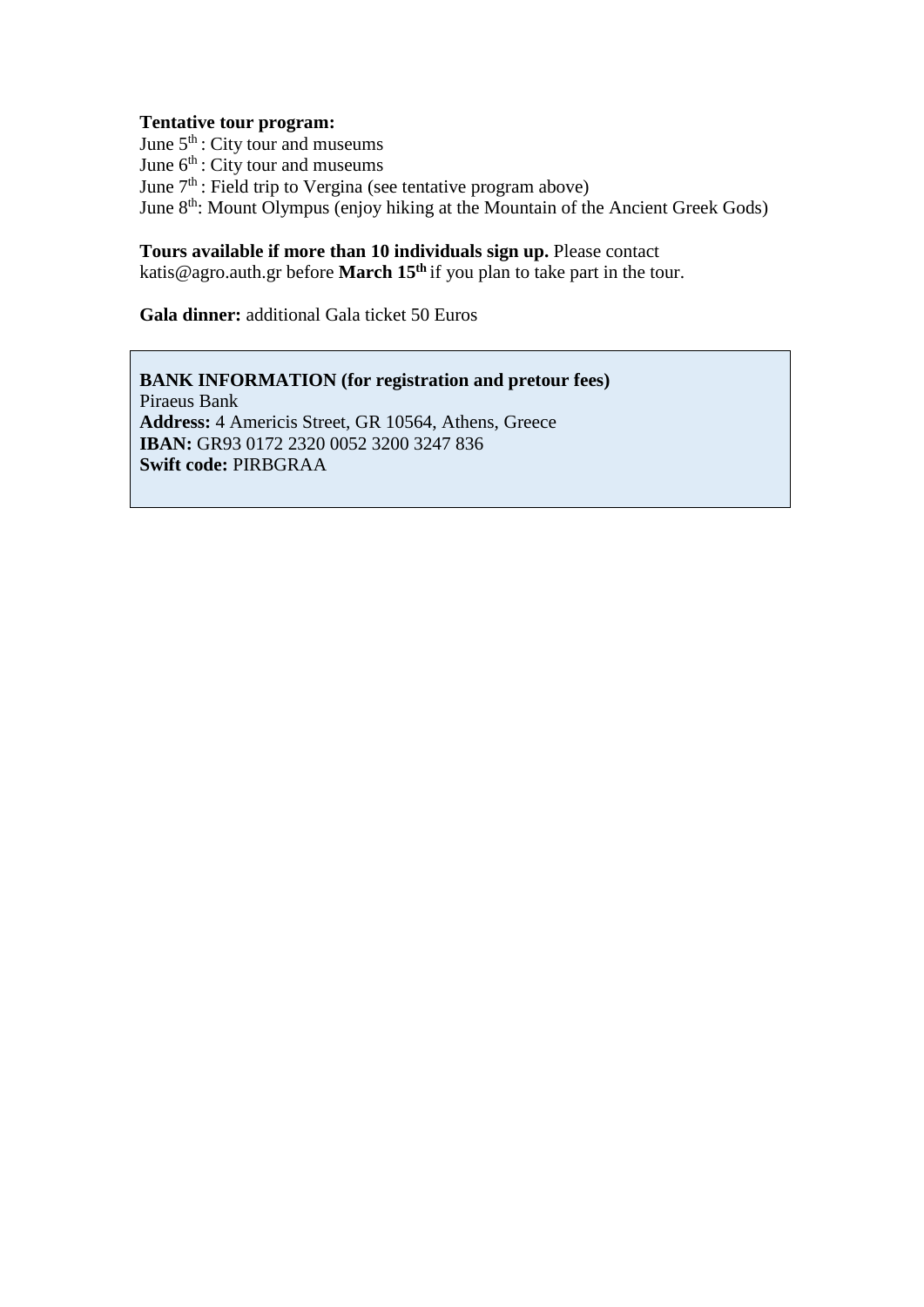**Tentative tour program:**
June 5th : City tour and museums
June 6th : City tour and museums
June 7th : Field trip to Vergina (see tentative program above)
June 8th: Mount Olympus (enjoy hiking at the Mountain of the Ancient Greek Gods)

**Tours available if more than 10 individuals sign up.** Please contact katis@agro.auth.gr before **March 15th** if you plan to take part in the tour.

**Gala dinner:** additional Gala ticket 50 Euros

**BANK INFORMATION (for registration and pretour fees)**
Piraeus Bank
**Address:** 4 Americis Street, GR 10564, Athens, Greece
**IBAN:** GR93 0172 2320 0052 3200 3247 836
**Swift code:** PIRBGRAA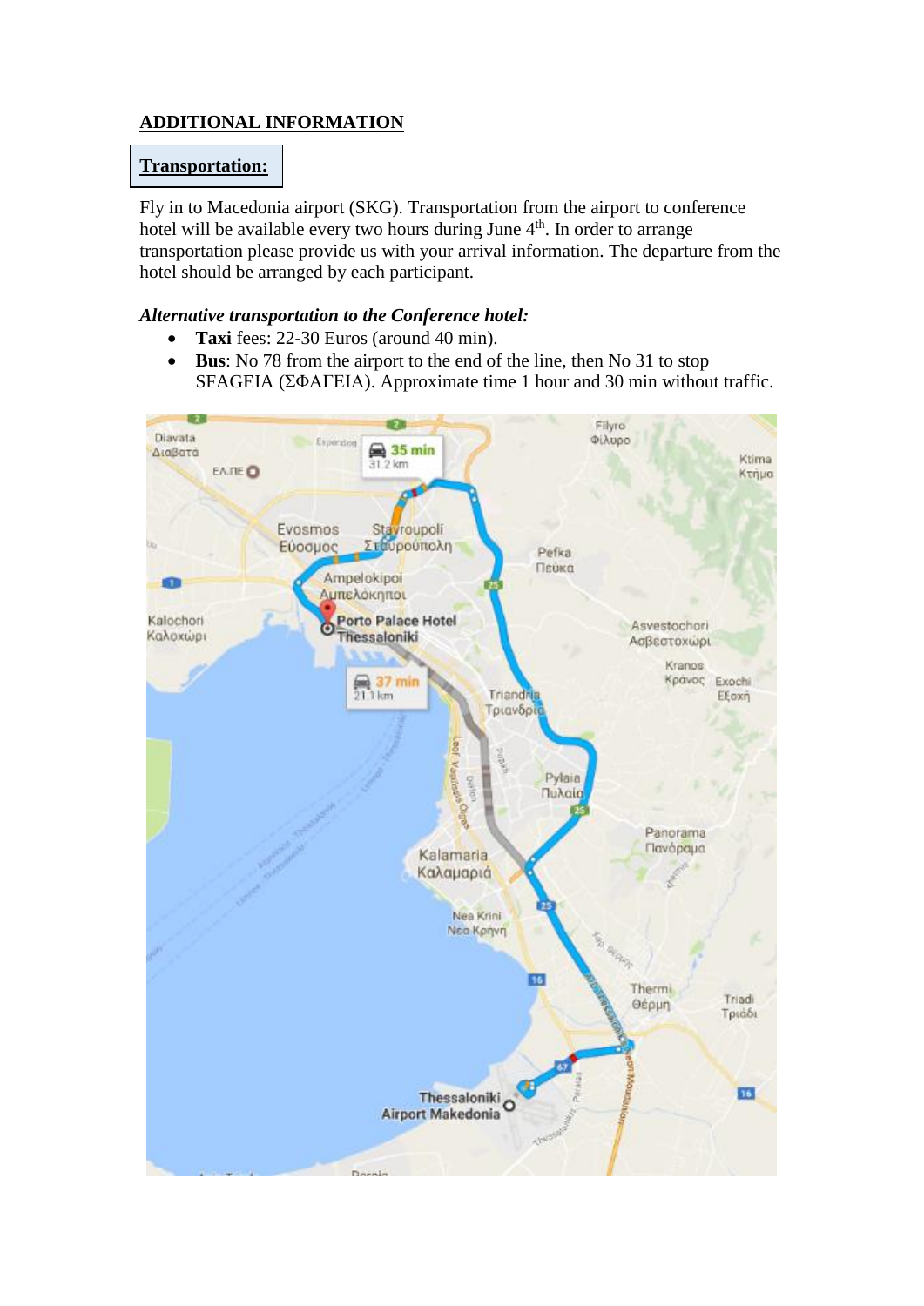## ADDITIONAL INFORMATION

### Transportation:

Fly in to Macedonia airport (SKG). Transportation from the airport to conference hotel will be available every two hours during June 4th. In order to arrange transportation please provide us with your arrival information. The departure from the hotel should be arranged by each participant.

***Alternative transportation to the Conference hotel:***

- **Taxi** fees: 22-30 Euros (around 40 min).
- **Bus**: No 78 from the airport to the end of the line, then No 31 to stop SFAGEIA (ΣΦΑΓΕΙΑ). Approximate time 1 hour and 30 min without traffic.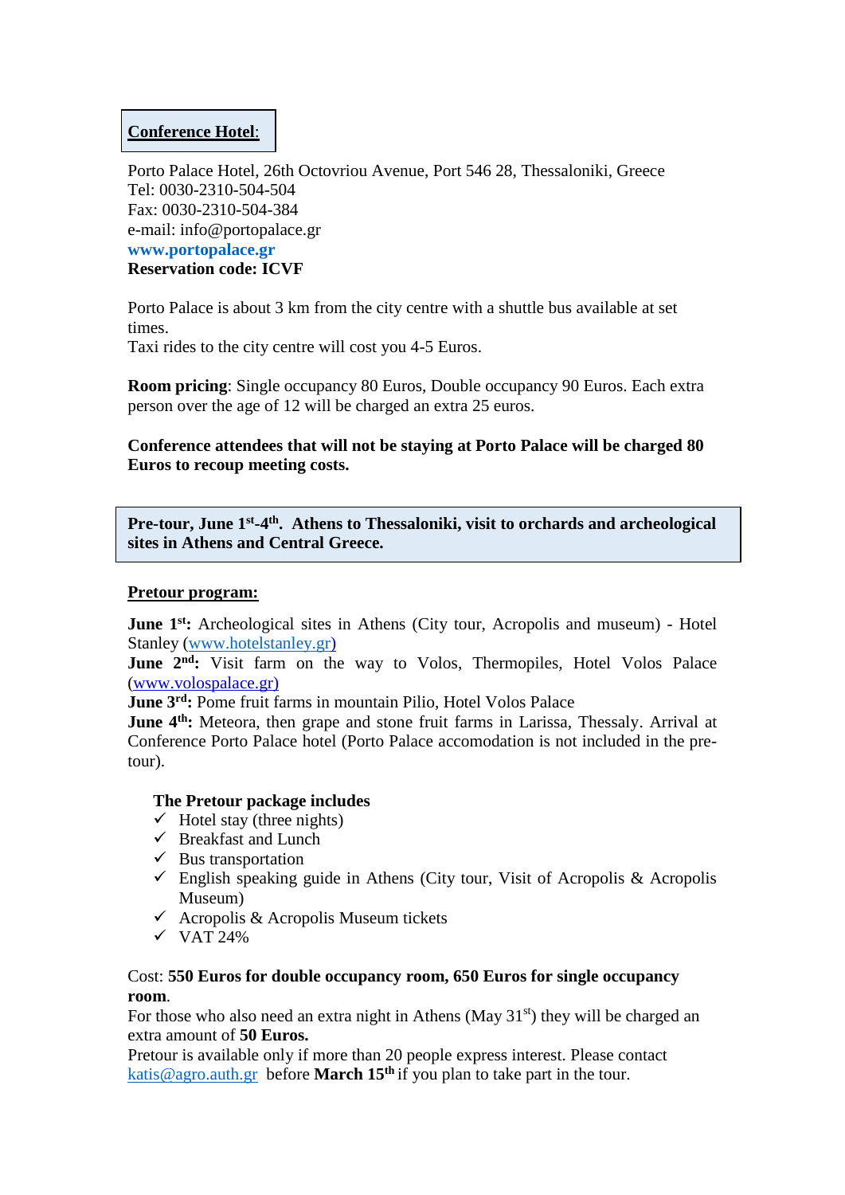**Conference Hotel**:

Porto Palace Hotel, 26th Octovriou Avenue, Port 546 28, Thessaloniki, Greece
Tel: 0030-2310-504-504
Fax: 0030-2310-504-384
e-mail: info@portopalace.gr
**www.portopalace.gr**
**Reservation code: ICVF**

Porto Palace is about 3 km from the city centre with a shuttle bus available at set times.
Taxi rides to the city centre will cost you 4-5 Euros.

**Room pricing**: Single occupancy 80 Euros, Double occupancy 90 Euros. Each extra person over the age of 12 will be charged an extra 25 euros.

**Conference attendees that will not be staying at Porto Palace will be charged 80 Euros to recoup meeting costs.**

**Pre-tour, June 1st-4th. Athens to Thessaloniki, visit to orchards and archeological sites in Athens and Central Greece.**

**Pretour program:**

**June 1st:** Archeological sites in Athens (City tour, Acropolis and museum) - Hotel Stanley (www.hotelstanley.gr)
**June 2nd:** Visit farm on the way to Volos, Thermopiles, Hotel Volos Palace (www.volospalace.gr)
**June 3rd:** Pome fruit farms in mountain Pilio, Hotel Volos Palace
**June 4th:** Meteora, then grape and stone fruit farms in Larissa, Thessaly. Arrival at Conference Porto Palace hotel (Porto Palace accomodation is not included in the pre-tour).

**The Pretour package includes**

- ✓ Hotel stay (three nights)
- ✓ Breakfast and Lunch
- ✓ Bus transportation
- ✓ English speaking guide in Athens (City tour, Visit of Acropolis & Acropolis Museum)
- ✓ Acropolis & Acropolis Museum tickets
- ✓ VAT 24%

Cost: **550 Euros for double occupancy room, 650 Euros for single occupancy room**.
For those who also need an extra night in Athens (May 31st) they will be charged an extra amount of **50 Euros.**
Pretour is available only if more than 20 people express interest. Please contact katis@agro.auth.gr before **March 15th** if you plan to take part in the tour.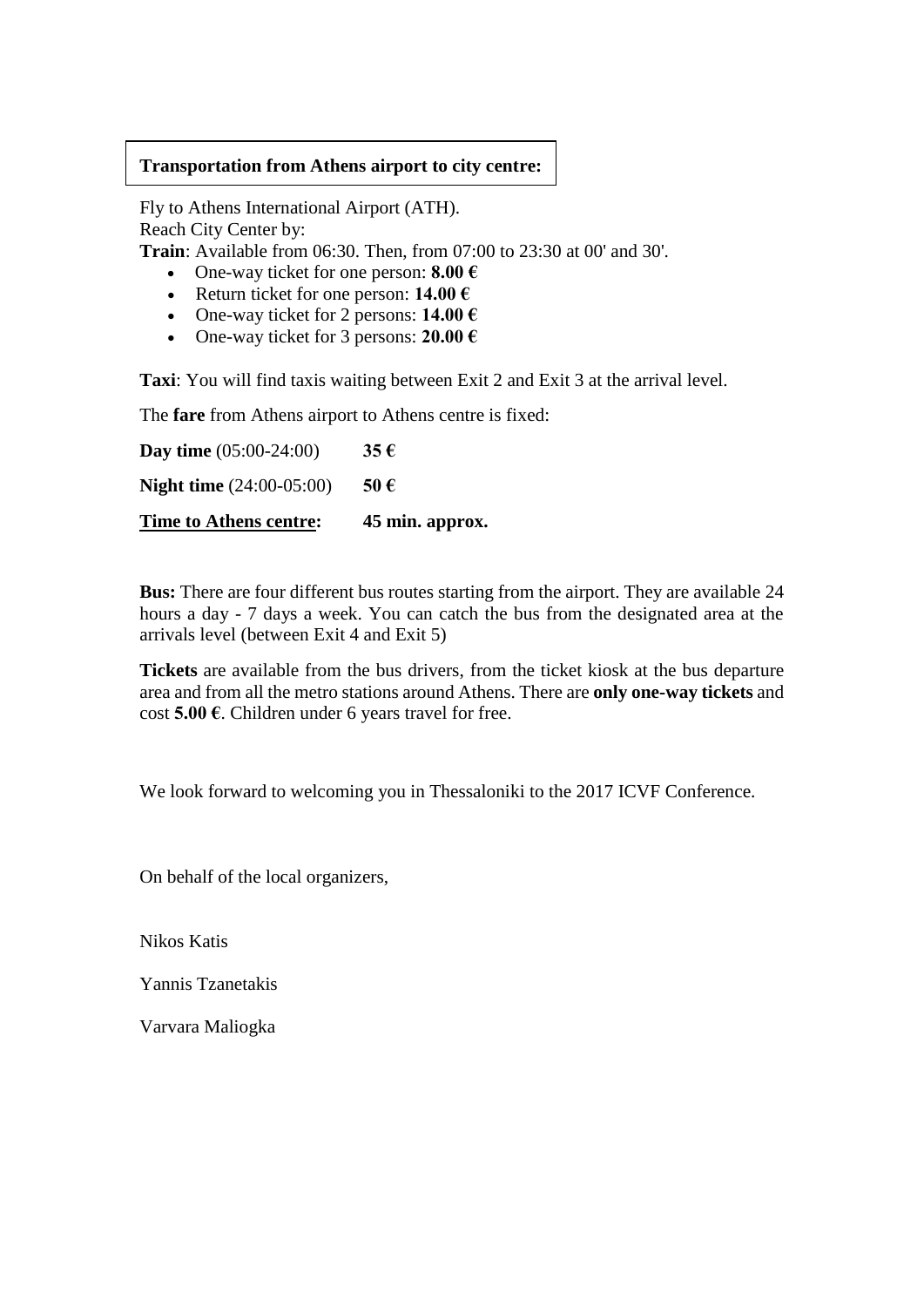**Transportation from Athens airport to city centre:**

Fly to Athens International Airport (ATH).
Reach City Center by:
**Train**: Available from 06:30. Then, from 07:00 to 23:30 at 00' and 30'.

- One-way ticket for one person: **8.00 €**
- Return ticket for one person: **14.00 €**
- One-way ticket for 2 persons: **14.00 €**
- One-way ticket for 3 persons: **20.00 €**

**Taxi**: You will find taxis waiting between Exit 2 and Exit 3 at the arrival level.

The **fare** from Athens airport to Athens centre is fixed:

| | |
|---|---|
| **Day time** (05:00-24:00) | **35 €** |
| **Night time** (24:00-05:00) | **50 €** |
| **Time to Athens centre:** | **45 min. approx.** |

**Bus:** There are four different bus routes starting from the airport. They are available 24 hours a day - 7 days a week. You can catch the bus from the designated area at the arrivals level (between Exit 4 and Exit 5)

**Tickets** are available from the bus drivers, from the ticket kiosk at the bus departure area and from all the metro stations around Athens. There are **only one-way tickets** and cost **5.00 €**. Children under 6 years travel for free.

We look forward to welcoming you in Thessaloniki to the 2017 ICVF Conference.

On behalf of the local organizers,

Nikos Katis

Yannis Tzanetakis

Varvara Maliogka